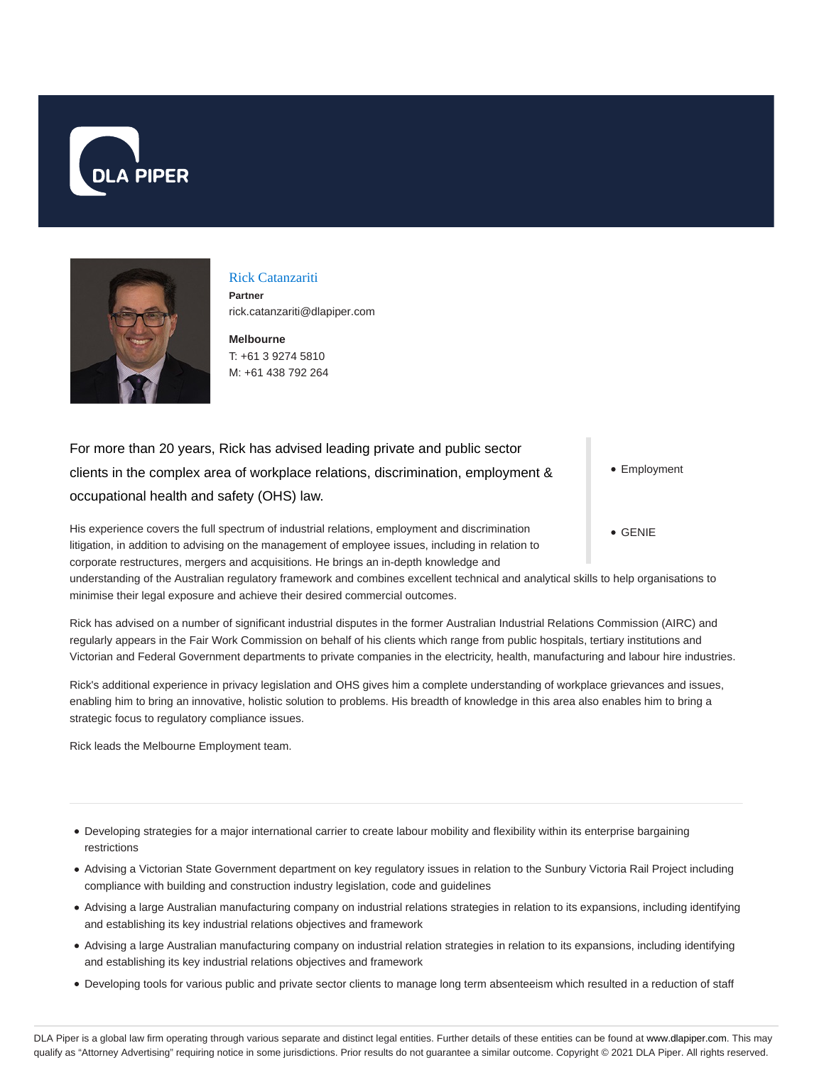DLA PIPER

## Rick Catanzariti

**Partner**
rick.catanzariti@dlapiper.com

**Melbourne**
T: +61 3 9274 5810
M: +61 438 792 264

For more than 20 years, Rick has advised leading private and public sector clients in the complex area of workplace relations, discrimination, employment & occupational health and safety (OHS) law.

- Employment
- GENIE

His experience covers the full spectrum of industrial relations, employment and discrimination litigation, in addition to advising on the management of employee issues, including in relation to corporate restructures, mergers and acquisitions. He brings an in-depth knowledge and understanding of the Australian regulatory framework and combines excellent technical and analytical skills to help organisations to minimise their legal exposure and achieve their desired commercial outcomes.

Rick has advised on a number of significant industrial disputes in the former Australian Industrial Relations Commission (AIRC) and regularly appears in the Fair Work Commission on behalf of his clients which range from public hospitals, tertiary institutions and Victorian and Federal Government departments to private companies in the electricity, health, manufacturing and labour hire industries.

Rick's additional experience in privacy legislation and OHS gives him a complete understanding of workplace grievances and issues, enabling him to bring an innovative, holistic solution to problems. His breadth of knowledge in this area also enables him to bring a strategic focus to regulatory compliance issues.

Rick leads the Melbourne Employment team.

---

- Developing strategies for a major international carrier to create labour mobility and flexibility within its enterprise bargaining restrictions
- Advising a Victorian State Government department on key regulatory issues in relation to the Sunbury Victoria Rail Project including compliance with building and construction industry legislation, code and guidelines
- Advising a large Australian manufacturing company on industrial relations strategies in relation to its expansions, including identifying and establishing its key industrial relations objectives and framework
- Advising a large Australian manufacturing company on industrial relation strategies in relation to its expansions, including identifying and establishing its key industrial relations objectives and framework
- Developing tools for various public and private sector clients to manage long term absenteeism which resulted in a reduction of staff

DLA Piper is a global law firm operating through various separate and distinct legal entities. Further details of these entities can be found at www.dlapiper.com. This may qualify as "Attorney Advertising" requiring notice in some jurisdictions. Prior results do not guarantee a similar outcome. Copyright © 2021 DLA Piper. All rights reserved.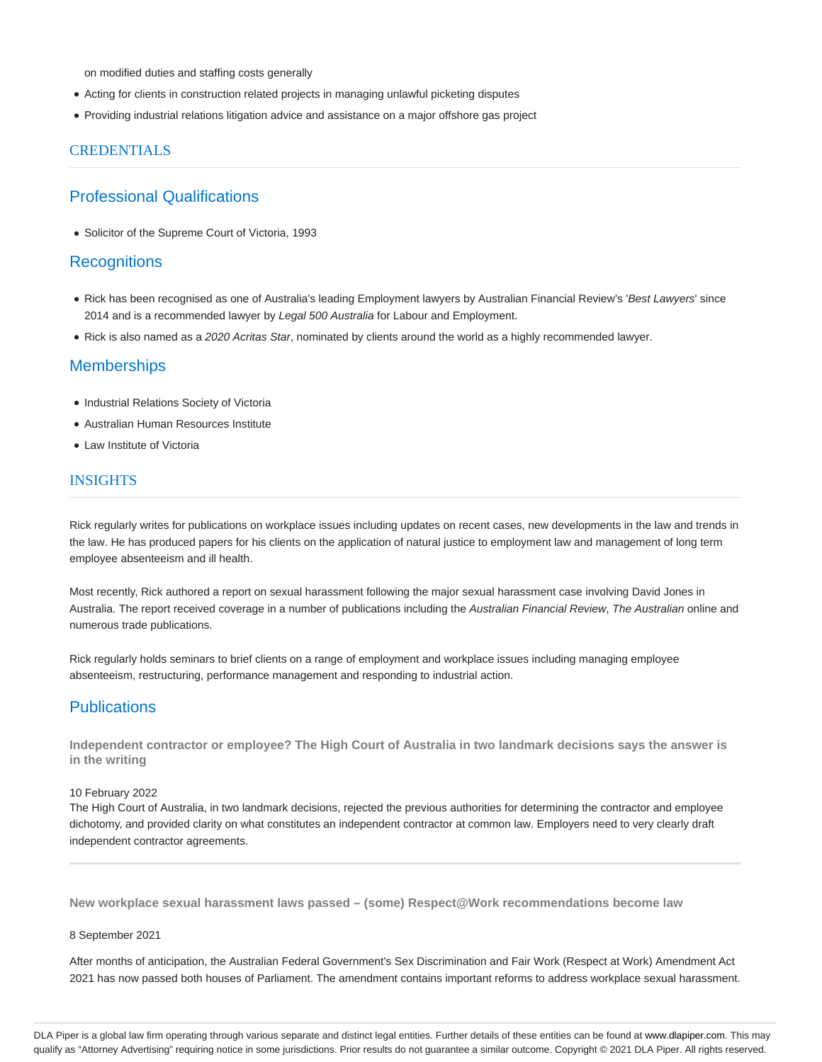on modified duties and staffing costs generally

- Acting for clients in construction related projects in managing unlawful picketing disputes
- Providing industrial relations litigation advice and assistance on a major offshore gas project

## CREDENTIALS

### Professional Qualifications

- Solicitor of the Supreme Court of Victoria, 1993

### Recognitions

- Rick has been recognised as one of Australia's leading Employment lawyers by Australian Financial Review's '*Best Lawyers*' since 2014 and is a recommended lawyer by *Legal 500 Australia* for Labour and Employment.
- Rick is also named as a *2020 Acritas Star*, nominated by clients around the world as a highly recommended lawyer.

### Memberships

- Industrial Relations Society of Victoria
- Australian Human Resources Institute
- Law Institute of Victoria

## INSIGHTS

Rick regularly writes for publications on workplace issues including updates on recent cases, new developments in the law and trends in the law. He has produced papers for his clients on the application of natural justice to employment law and management of long term employee absenteeism and ill health.

Most recently, Rick authored a report on sexual harassment following the major sexual harassment case involving David Jones in Australia. The report received coverage in a number of publications including the *Australian Financial Review*, *The Australian* online and numerous trade publications.

Rick regularly holds seminars to brief clients on a range of employment and workplace issues including managing employee absenteeism, restructuring, performance management and responding to industrial action.

### Publications

**Independent contractor or employee? The High Court of Australia in two landmark decisions says the answer is in the writing**

10 February 2022

The High Court of Australia, in two landmark decisions, rejected the previous authorities for determining the contractor and employee dichotomy, and provided clarity on what constitutes an independent contractor at common law. Employers need to very clearly draft independent contractor agreements.

---

**New workplace sexual harassment laws passed – (some) Respect@Work recommendations become law**

8 September 2021

After months of anticipation, the Australian Federal Government's Sex Discrimination and Fair Work (Respect at Work) Amendment Act 2021 has now passed both houses of Parliament. The amendment contains important reforms to address workplace sexual harassment.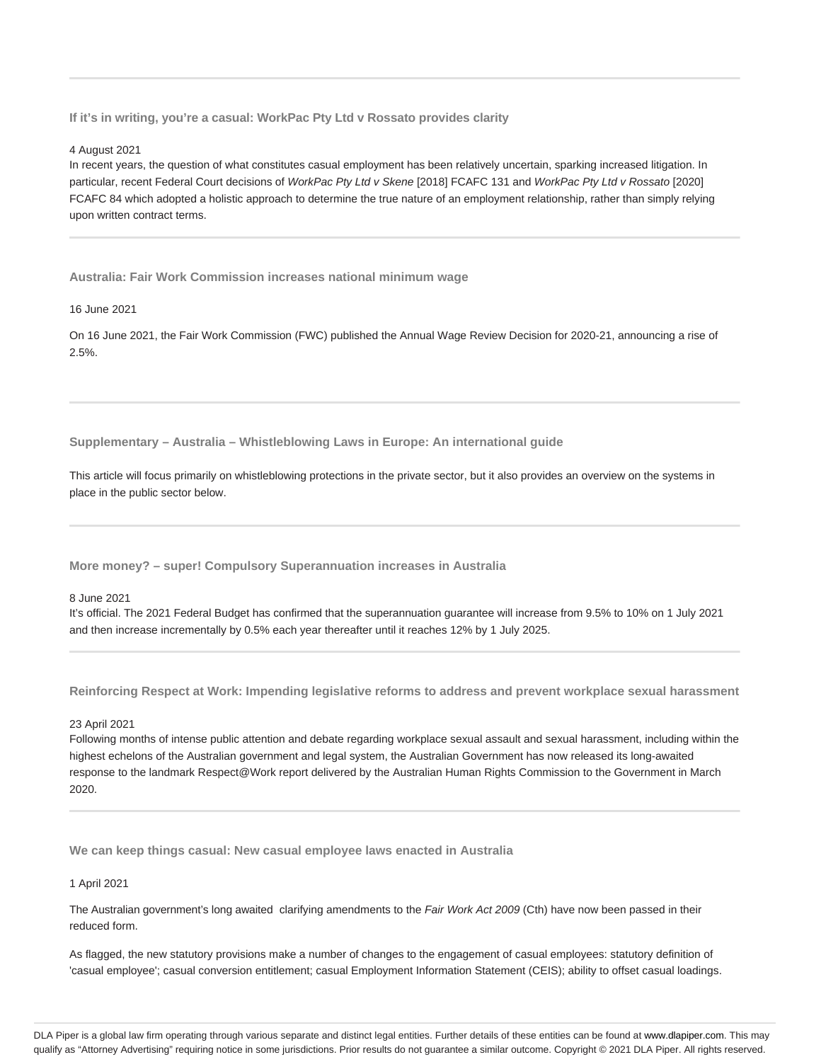### If it's in writing, you're a casual: WorkPac Pty Ltd v Rossato provides clarity

4 August 2021

In recent years, the question of what constitutes casual employment has been relatively uncertain, sparking increased litigation. In particular, recent Federal Court decisions of *WorkPac Pty Ltd v Skene* [2018] FCAFC 131 and *WorkPac Pty Ltd v Rossato* [2020] FCAFC 84 which adopted a holistic approach to determine the true nature of an employment relationship, rather than simply relying upon written contract terms.

### Australia: Fair Work Commission increases national minimum wage

16 June 2021

On 16 June 2021, the Fair Work Commission (FWC) published the Annual Wage Review Decision for 2020-21, announcing a rise of 2.5%.

### Supplementary – Australia – Whistleblowing Laws in Europe: An international guide

This article will focus primarily on whistleblowing protections in the private sector, but it also provides an overview on the systems in place in the public sector below.

### More money? – super! Compulsory Superannuation increases in Australia

8 June 2021

It's official. The 2021 Federal Budget has confirmed that the superannuation guarantee will increase from 9.5% to 10% on 1 July 2021 and then increase incrementally by 0.5% each year thereafter until it reaches 12% by 1 July 2025.

### Reinforcing Respect at Work: Impending legislative reforms to address and prevent workplace sexual harassment

23 April 2021

Following months of intense public attention and debate regarding workplace sexual assault and sexual harassment, including within the highest echelons of the Australian government and legal system, the Australian Government has now released its long-awaited response to the landmark Respect@Work report delivered by the Australian Human Rights Commission to the Government in March 2020.

### We can keep things casual: New casual employee laws enacted in Australia

1 April 2021

The Australian government's long awaited clarifying amendments to the *Fair Work Act 2009* (Cth) have now been passed in their reduced form.

As flagged, the new statutory provisions make a number of changes to the engagement of casual employees: statutory definition of 'casual employee'; casual conversion entitlement; casual Employment Information Statement (CEIS); ability to offset casual loadings.

DLA Piper is a global law firm operating through various separate and distinct legal entities. Further details of these entities can be found at www.dlapiper.com. This may qualify as "Attorney Advertising" requiring notice in some jurisdictions. Prior results do not guarantee a similar outcome. Copyright © 2021 DLA Piper. All rights reserved.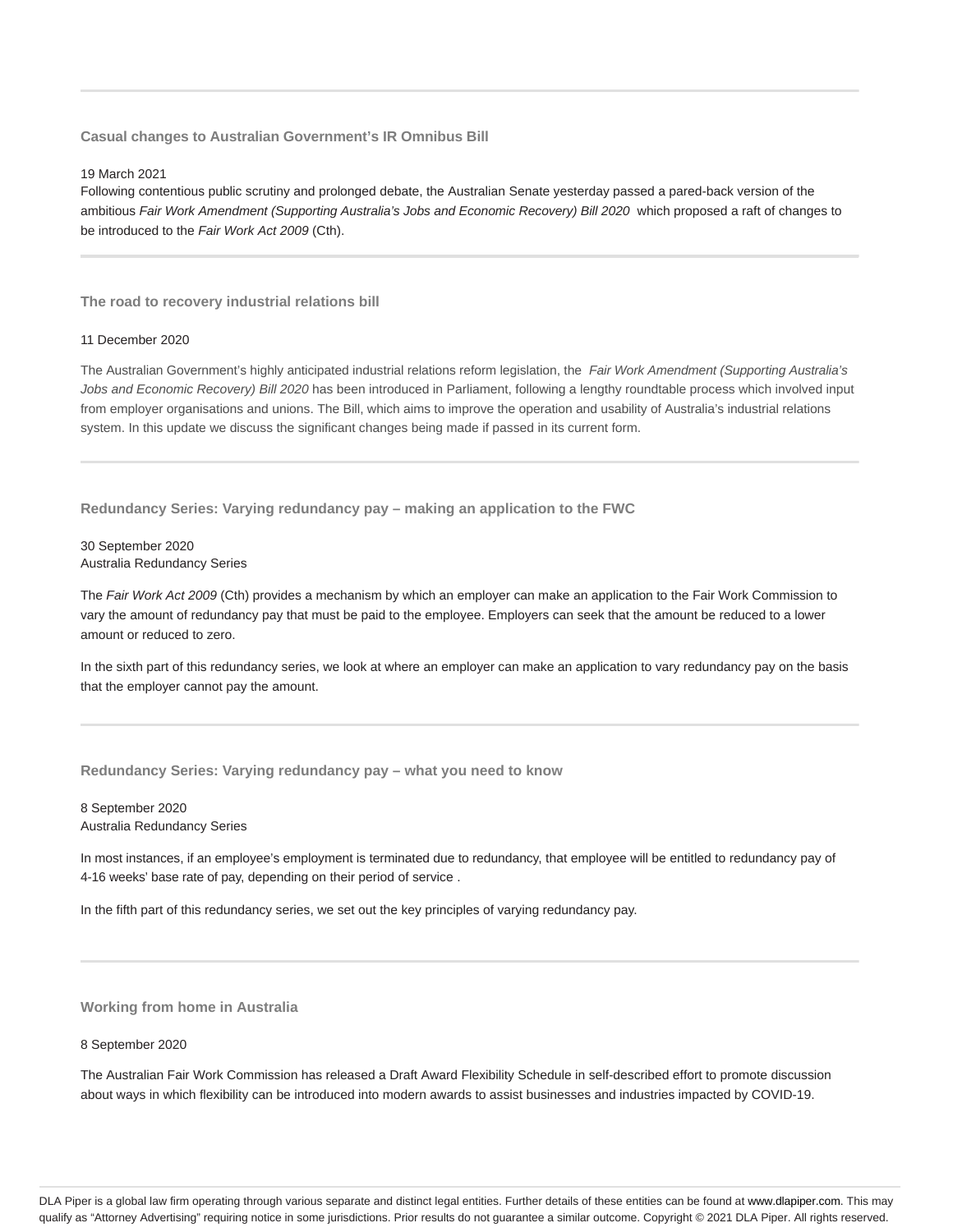### Casual changes to Australian Government's IR Omnibus Bill

19 March 2021

Following contentious public scrutiny and prolonged debate, the Australian Senate yesterday passed a pared-back version of the ambitious *Fair Work Amendment (Supporting Australia's Jobs and Economic Recovery) Bill 2020* which proposed a raft of changes to be introduced to the *Fair Work Act 2009* (Cth).

### The road to recovery industrial relations bill

11 December 2020

The Australian Government's highly anticipated industrial relations reform legislation, the *Fair Work Amendment (Supporting Australia's Jobs and Economic Recovery) Bill 2020* has been introduced in Parliament, following a lengthy roundtable process which involved input from employer organisations and unions. The Bill, which aims to improve the operation and usability of Australia's industrial relations system. In this update we discuss the significant changes being made if passed in its current form.

### Redundancy Series: Varying redundancy pay – making an application to the FWC

30 September 2020
Australia Redundancy Series

The *Fair Work Act 2009* (Cth) provides a mechanism by which an employer can make an application to the Fair Work Commission to vary the amount of redundancy pay that must be paid to the employee. Employers can seek that the amount be reduced to a lower amount or reduced to zero.

In the sixth part of this redundancy series, we look at where an employer can make an application to vary redundancy pay on the basis that the employer cannot pay the amount.

### Redundancy Series: Varying redundancy pay – what you need to know

8 September 2020
Australia Redundancy Series

In most instances, if an employee's employment is terminated due to redundancy, that employee will be entitled to redundancy pay of 4-16 weeks' base rate of pay, depending on their period of service .

In the fifth part of this redundancy series, we set out the key principles of varying redundancy pay.

### Working from home in Australia

8 September 2020

The Australian Fair Work Commission has released a Draft Award Flexibility Schedule in self-described effort to promote discussion about ways in which flexibility can be introduced into modern awards to assist businesses and industries impacted by COVID-19.

DLA Piper is a global law firm operating through various separate and distinct legal entities. Further details of these entities can be found at www.dlapiper.com. This may qualify as "Attorney Advertising" requiring notice in some jurisdictions. Prior results do not guarantee a similar outcome. Copyright © 2021 DLA Piper. All rights reserved.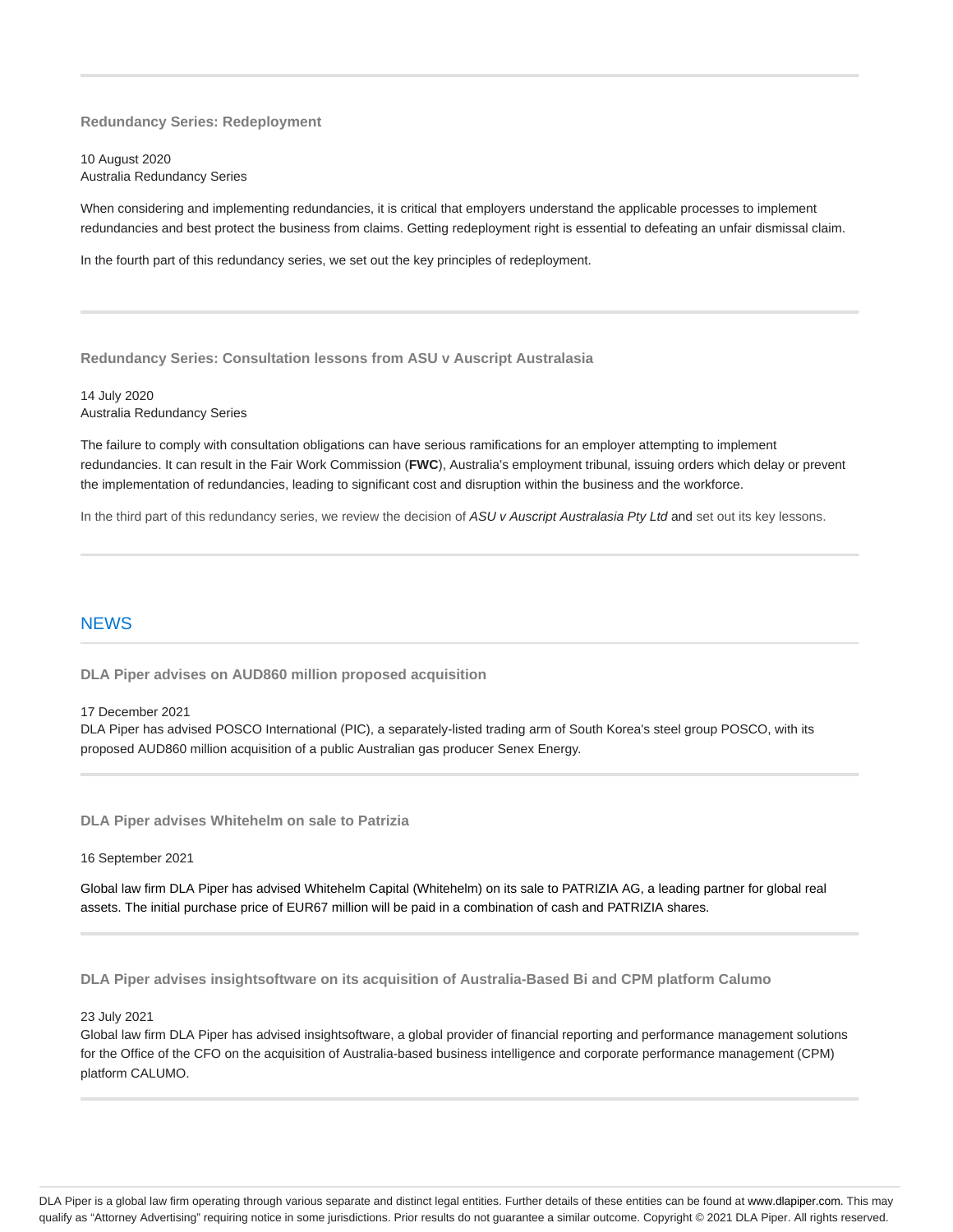**Redundancy Series: Redeployment**

10 August 2020
Australia Redundancy Series

When considering and implementing redundancies, it is critical that employers understand the applicable processes to implement redundancies and best protect the business from claims. Getting redeployment right is essential to defeating an unfair dismissal claim.

In the fourth part of this redundancy series, we set out the key principles of redeployment.

**Redundancy Series: Consultation lessons from ASU v Auscript Australasia**

14 July 2020
Australia Redundancy Series

The failure to comply with consultation obligations can have serious ramifications for an employer attempting to implement redundancies. It can result in the Fair Work Commission (**FWC**), Australia's employment tribunal, issuing orders which delay or prevent the implementation of redundancies, leading to significant cost and disruption within the business and the workforce.

In the third part of this redundancy series, we review the decision of *ASU v Auscript Australasia Pty Ltd* and set out its key lessons.

## NEWS

**DLA Piper advises on AUD860 million proposed acquisition**

17 December 2021
DLA Piper has advised POSCO International (PIC), a separately-listed trading arm of South Korea's steel group POSCO, with its proposed AUD860 million acquisition of a public Australian gas producer Senex Energy.

**DLA Piper advises Whitehelm on sale to Patrizia**

16 September 2021

Global law firm DLA Piper has advised Whitehelm Capital (Whitehelm) on its sale to PATRIZIA AG, a leading partner for global real assets. The initial purchase price of EUR67 million will be paid in a combination of cash and PATRIZIA shares.

**DLA Piper advises insightsoftware on its acquisition of Australia-Based Bi and CPM platform Calumo**

23 July 2021
Global law firm DLA Piper has advised insightsoftware, a global provider of financial reporting and performance management solutions for the Office of the CFO on the acquisition of Australia-based business intelligence and corporate performance management (CPM) platform CALUMO.

DLA Piper is a global law firm operating through various separate and distinct legal entities. Further details of these entities can be found at www.dlapiper.com. This may qualify as "Attorney Advertising" requiring notice in some jurisdictions. Prior results do not guarantee a similar outcome. Copyright © 2021 DLA Piper. All rights reserved.